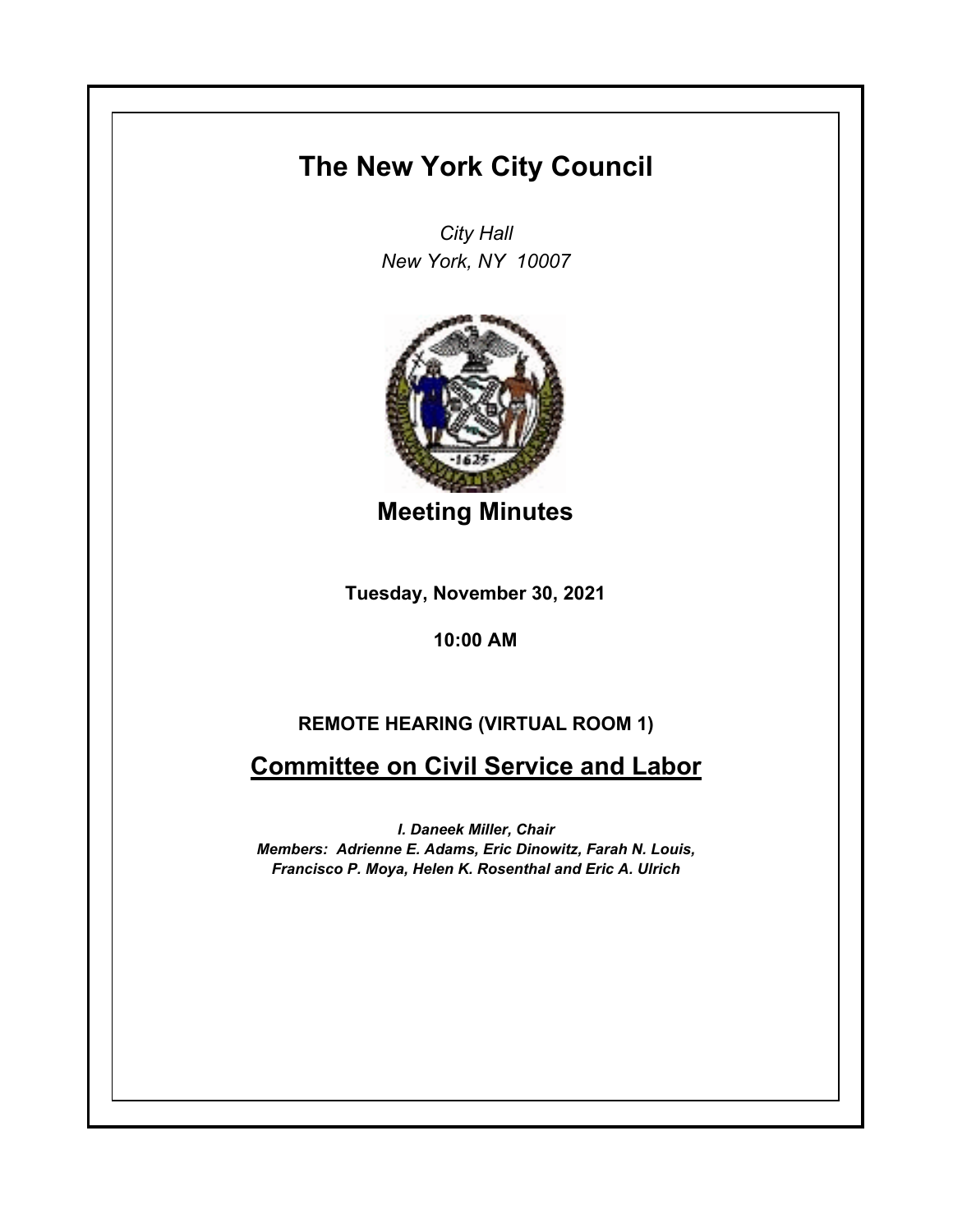# The New York City Council

*City Hall*
*New York, NY 10007*

## Meeting Minutes

**Tuesday, November 30, 2021**

**10:00 AM**

**REMOTE HEARING (VIRTUAL ROOM 1)**

## Committee on Civil Service and Labor

***I. Daneek Miller, Chair***
***Members: Adrienne E. Adams, Eric Dinowitz, Farah N. Louis, Francisco P. Moya, Helen K. Rosenthal and Eric A. Ulrich***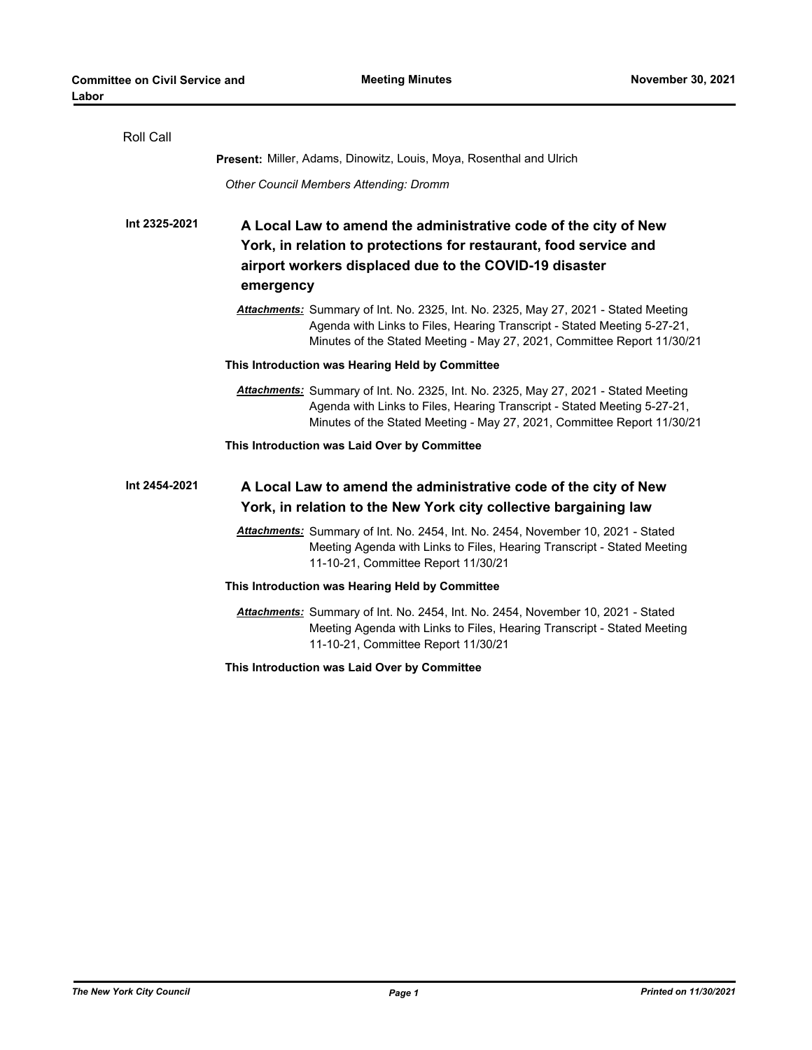Roll Call

**Present:** Miller, Adams, Dinowitz, Louis, Moya, Rosenthal and Ulrich

*Other Council Members Attending: Dromm*

**Int 2325-2021** **A Local Law to amend the administrative code of the city of New York, in relation to protections for restaurant, food service and airport workers displaced due to the COVID-19 disaster emergency**

***Attachments:*** Summary of Int. No. 2325, Int. No. 2325, May 27, 2021 - Stated Meeting Agenda with Links to Files, Hearing Transcript - Stated Meeting 5-27-21, Minutes of the Stated Meeting - May 27, 2021, Committee Report 11/30/21

**This Introduction was Hearing Held by Committee**

***Attachments:*** Summary of Int. No. 2325, Int. No. 2325, May 27, 2021 - Stated Meeting Agenda with Links to Files, Hearing Transcript - Stated Meeting 5-27-21, Minutes of the Stated Meeting - May 27, 2021, Committee Report 11/30/21

**This Introduction was Laid Over by Committee**

**Int 2454-2021** **A Local Law to amend the administrative code of the city of New York, in relation to the New York city collective bargaining law**

***Attachments:*** Summary of Int. No. 2454, Int. No. 2454, November 10, 2021 - Stated Meeting Agenda with Links to Files, Hearing Transcript - Stated Meeting 11-10-21, Committee Report 11/30/21

**This Introduction was Hearing Held by Committee**

***Attachments:*** Summary of Int. No. 2454, Int. No. 2454, November 10, 2021 - Stated Meeting Agenda with Links to Files, Hearing Transcript - Stated Meeting 11-10-21, Committee Report 11/30/21

**This Introduction was Laid Over by Committee**